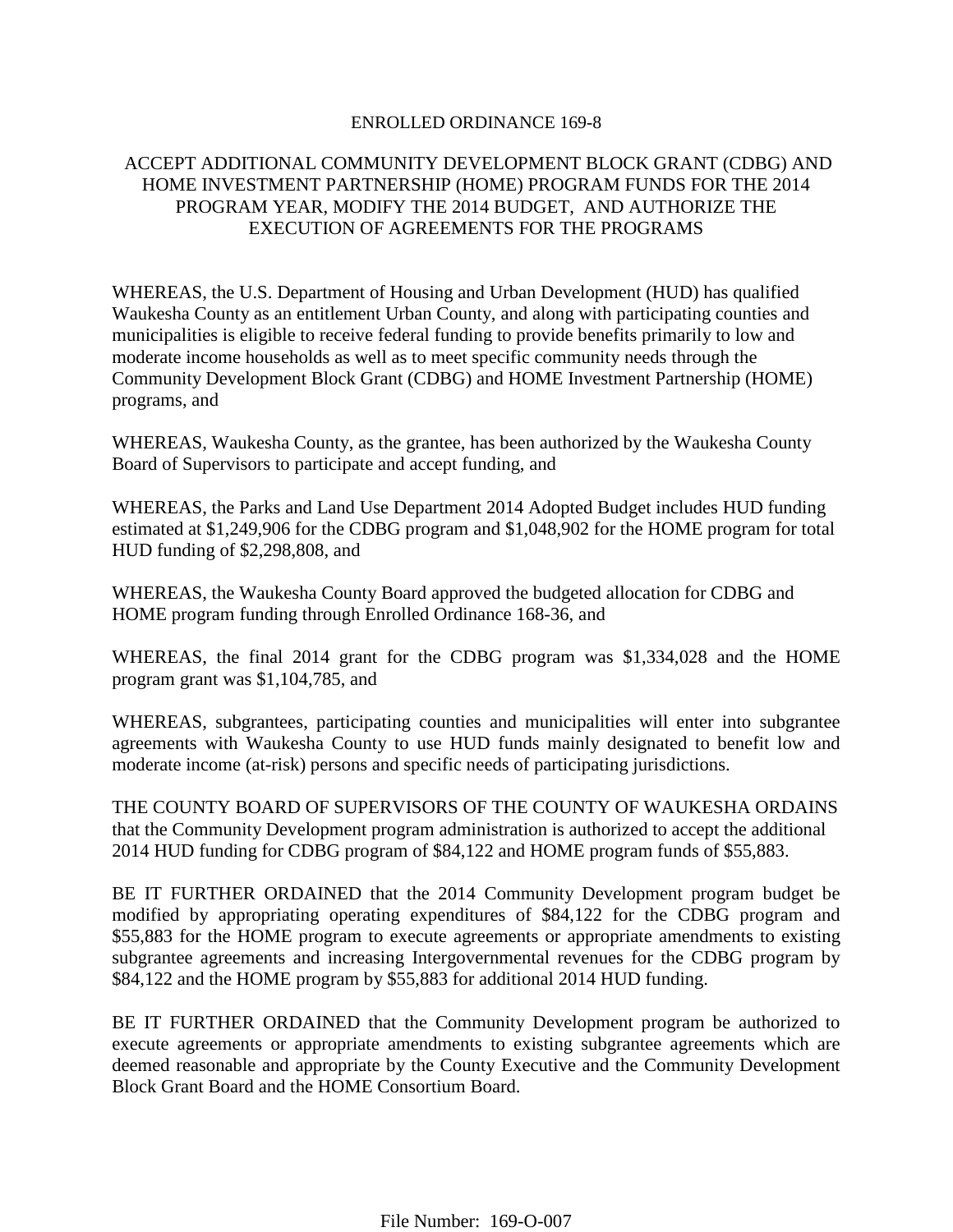# ENROLLED ORDINANCE 169-8

## ACCEPT ADDITIONAL COMMUNITY DEVELOPMENT BLOCK GRANT (CDBG) AND HOME INVESTMENT PARTNERSHIP (HOME) PROGRAM FUNDS FOR THE 2014 PROGRAM YEAR, MODIFY THE 2014 BUDGET, AND AUTHORIZE THE EXECUTION OF AGREEMENTS FOR THE PROGRAMS

WHEREAS, the U.S. Department of Housing and Urban Development (HUD) has qualified Waukesha County as an entitlement Urban County, and along with participating counties and municipalities is eligible to receive federal funding to provide benefits primarily to low and moderate income households as well as to meet specific community needs through the Community Development Block Grant (CDBG) and HOME Investment Partnership (HOME) programs, and

WHEREAS, Waukesha County, as the grantee, has been authorized by the Waukesha County Board of Supervisors to participate and accept funding, and

WHEREAS, the Parks and Land Use Department 2014 Adopted Budget includes HUD funding estimated at $1,249,906 for the CDBG program and $1,048,902 for the HOME program for total HUD funding of $2,298,808, and

WHEREAS, the Waukesha County Board approved the budgeted allocation for CDBG and HOME program funding through Enrolled Ordinance 168-36, and

WHEREAS, the final 2014 grant for the CDBG program was $1,334,028 and the HOME program grant was $1,104,785, and

WHEREAS, subgrantees, participating counties and municipalities will enter into subgrantee agreements with Waukesha County to use HUD funds mainly designated to benefit low and moderate income (at-risk) persons and specific needs of participating jurisdictions.

THE COUNTY BOARD OF SUPERVISORS OF THE COUNTY OF WAUKESHA ORDAINS that the Community Development program administration is authorized to accept the additional 2014 HUD funding for CDBG program of $84,122 and HOME program funds of $55,883.

BE IT FURTHER ORDAINED that the 2014 Community Development program budget be modified by appropriating operating expenditures of $84,122 for the CDBG program and $55,883 for the HOME program to execute agreements or appropriate amendments to existing subgrantee agreements and increasing Intergovernmental revenues for the CDBG program by $84,122 and the HOME program by $55,883 for additional 2014 HUD funding.

BE IT FURTHER ORDAINED that the Community Development program be authorized to execute agreements or appropriate amendments to existing subgrantee agreements which are deemed reasonable and appropriate by the County Executive and the Community Development Block Grant Board and the HOME Consortium Board.

File Number: 169-O-007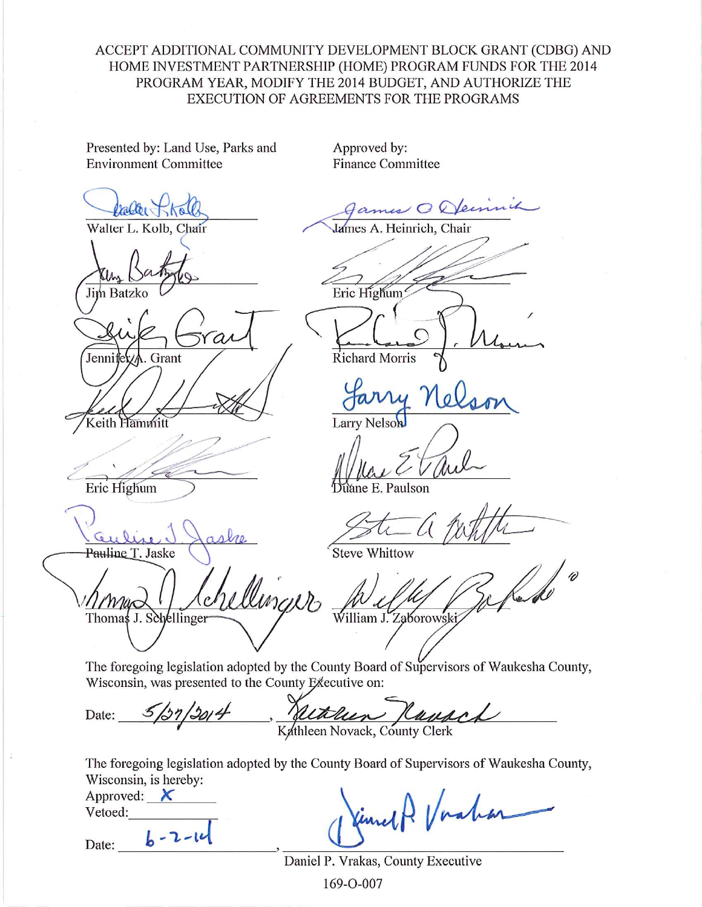ACCEPT ADDITIONAL COMMUNITY DEVELOPMENT BLOCK GRANT (CDBG) AND HOME INVESTMENT PARTNERSHIP (HOME) PROGRAM FUNDS FOR THE 2014 PROGRAM YEAR, MODIFY THE 2014 BUDGET, AND AUTHORIZE THE EXECUTION OF AGREEMENTS FOR THE PROGRAMS

| Presented by: Land Use, Parks and Environment Committee | Approved by: Finance Committee |
|---|---|
| Walter L. Kolb, Chair | James A. Heinrich, Chair |
| Jim Batzko | Eric Highum |
| Jennifer A. Grant | Richard Morris |
| Keith Hammitt | Larry Nelson |
| Eric Highum | Duane E. Paulson |
| Pauline T. Jaske | Steve Whittow |
| Thomas J. Schellinger | William J. Zaborowski |

The foregoing legislation adopted by the County Board of Supervisors of Waukesha County, Wisconsin, was presented to the County Executive on:

Date: 5/27/2014, Kathleen Novack, County Clerk

The foregoing legislation adopted by the County Board of Supervisors of Waukesha County, Wisconsin, is hereby:

Approved: X

Vetoed: ______

Date: 6-2-14, Daniel P. Vrakas, County Executive

169-O-007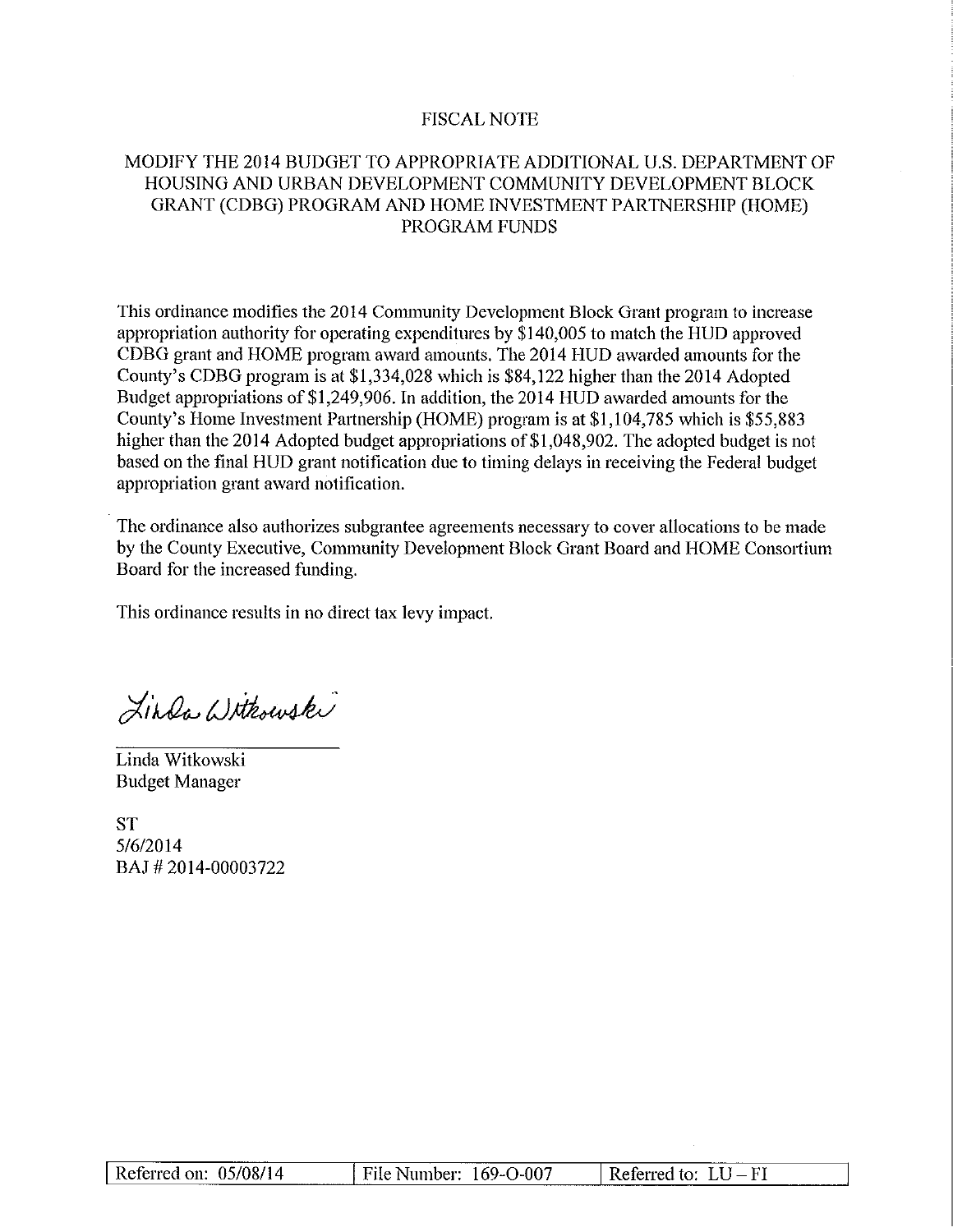# FISCAL NOTE

## MODIFY THE 2014 BUDGET TO APPROPRIATE ADDITIONAL U.S. DEPARTMENT OF HOUSING AND URBAN DEVELOPMENT COMMUNITY DEVELOPMENT BLOCK GRANT (CDBG) PROGRAM AND HOME INVESTMENT PARTNERSHIP (HOME) PROGRAM FUNDS

This ordinance modifies the 2014 Community Development Block Grant program to increase appropriation authority for operating expenditures by $140,005 to match the HUD approved CDBG grant and HOME program award amounts. The 2014 HUD awarded amounts for the County's CDBG program is at $1,334,028 which is $84,122 higher than the 2014 Adopted Budget appropriations of $1,249,906. In addition, the 2014 HUD awarded amounts for the County's Home Investment Partnership (HOME) program is at $1,104,785 which is $55,883 higher than the 2014 Adopted budget appropriations of $1,048,902. The adopted budget is not based on the final HUD grant notification due to timing delays in receiving the Federal budget appropriation grant award notification.

The ordinance also authorizes subgrantee agreements necessary to cover allocations to be made by the County Executive, Community Development Block Grant Board and HOME Consortium Board for the increased funding.

This ordinance results in no direct tax levy impact.

Linda Witkowski

Linda Witkowski
Budget Manager

ST
5/6/2014
BAJ # 2014-00003722

| Referred on: 05/08/14 | File Number: 169-O-007 | Referred to: LU – FI |
|---|---|---|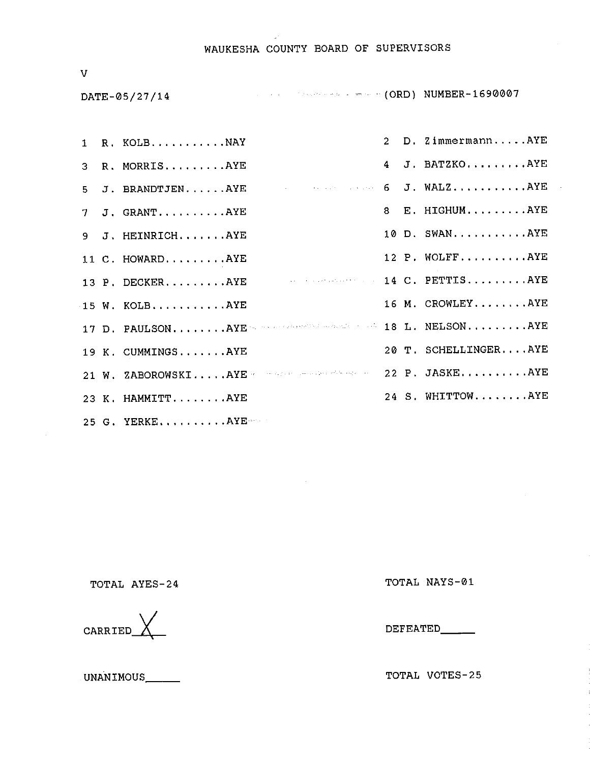# WAUKESHA COUNTY BOARD OF SUPERVISORS

V

DATE-05/27/14 (ORD) NUMBER-1690007

| | |
|---|---|
| 1 R. KOLB...........NAY | 2 D. Zimmermann.....AYE |
| 3 R. MORRIS.........AYE | 4 J. BATZKO.........AYE |
| 5 J. BRANDTJEN......AYE | 6 J. WALZ...........AYE |
| 7 J. GRANT..........AYE | 8 E. HIGHUM.........AYE |
| 9 J. HEINRICH.......AYE | 10 D. SWAN...........AYE |
| 11 C. HOWARD.........AYE | 12 P. WOLFF..........AYE |
| 13 P. DECKER.........AYE | 14 C. PETTIS.........AYE |
| 15 W. KOLB...........AYE | 16 M. CROWLEY........AYE |
| 17 D. PAULSON........AYE | 18 L. NELSON.........AYE |
| 19 K. CUMMINGS.......AYE | 20 T. SCHELLINGER....AYE |
| 21 W. ZABOROWSKI.....AYE | 22 P. JASKE..........AYE |
| 23 K. HAMMITT........AYE | 24 S. WHITTOW........AYE |
| 25 G. YERKE..........AYE | |

TOTAL AYES-24 TOTAL NAYS-01

CARRIED X DEFEATED_____

UNANIMOUS_____ TOTAL VOTES-25